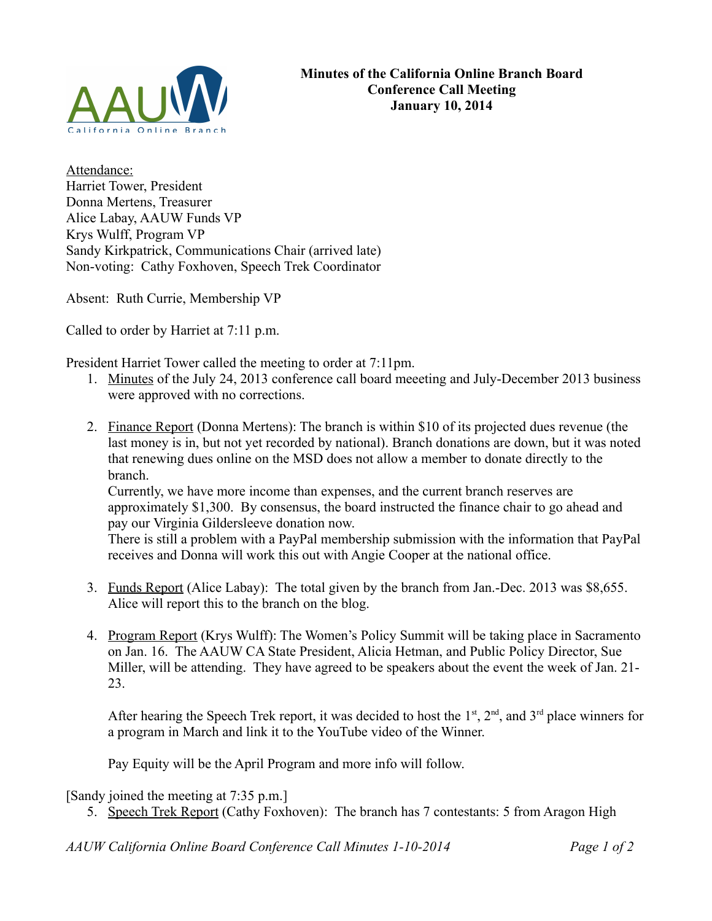**Minutes of the California Online Branch Board Conference Call Meeting January 10, 2014**

Attendance:
Harriet Tower, President
Donna Mertens, Treasurer
Alice Labay, AAUW Funds VP
Krys Wulff, Program VP
Sandy Kirkpatrick, Communications Chair (arrived late)
Non-voting: Cathy Foxhoven, Speech Trek Coordinator

Absent: Ruth Currie, Membership VP

Called to order by Harriet at 7:11 p.m.

President Harriet Tower called the meeting to order at 7:11pm.

1. Minutes of the July 24, 2013 conference call board meeeting and July-December 2013 business were approved with no corrections.

2. Finance Report (Donna Mertens): The branch is within $10 of its projected dues revenue (the last money is in, but not yet recorded by national). Branch donations are down, but it was noted that renewing dues online on the MSD does not allow a member to donate directly to the branch.
   Currently, we have more income than expenses, and the current branch reserves are approximately $1,300. By consensus, the board instructed the finance chair to go ahead and pay our Virginia Gildersleeve donation now.
   There is still a problem with a PayPal membership submission with the information that PayPal receives and Donna will work this out with Angie Cooper at the national office.

3. Funds Report (Alice Labay): The total given by the branch from Jan.-Dec. 2013 was $8,655. Alice will report this to the branch on the blog.

4. Program Report (Krys Wulff): The Women's Policy Summit will be taking place in Sacramento on Jan. 16. The AAUW CA State President, Alicia Hetman, and Public Policy Director, Sue Miller, will be attending. They have agreed to be speakers about the event the week of Jan. 21-23.

   After hearing the Speech Trek report, it was decided to host the 1st, 2nd, and 3rd place winners for a program in March and link it to the YouTube video of the Winner.

   Pay Equity will be the April Program and more info will follow.

[Sandy joined the meeting at 7:35 p.m.]

5. Speech Trek Report (Cathy Foxhoven): The branch has 7 contestants: 5 from Aragon High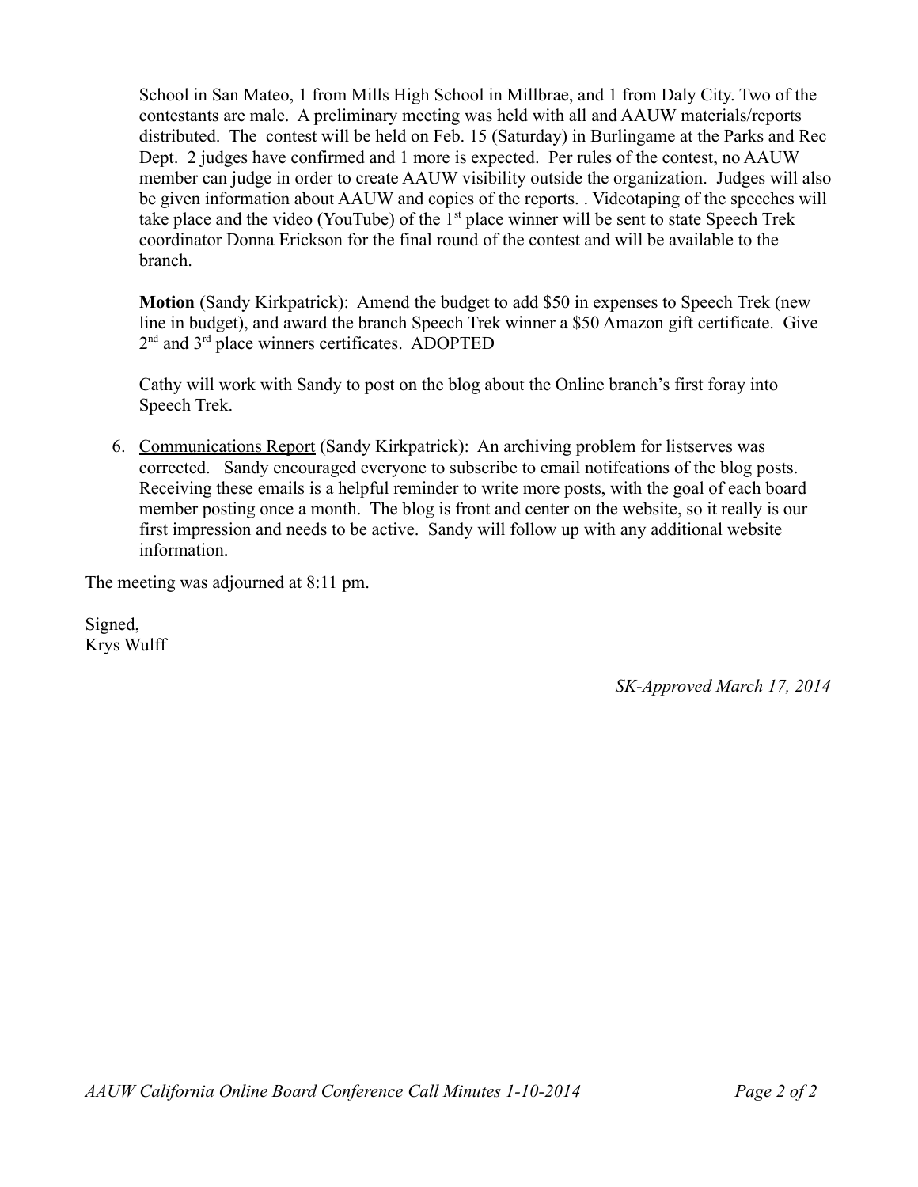School in San Mateo, 1 from Mills High School in Millbrae, and 1 from Daly City. Two of the contestants are male. A preliminary meeting was held with all and AAUW materials/reports distributed. The contest will be held on Feb. 15 (Saturday) in Burlingame at the Parks and Rec Dept. 2 judges have confirmed and 1 more is expected. Per rules of the contest, no AAUW member can judge in order to create AAUW visibility outside the organization. Judges will also be given information about AAUW and copies of the reports. . Videotaping of the speeches will take place and the video (YouTube) of the 1st place winner will be sent to state Speech Trek coordinator Donna Erickson for the final round of the contest and will be available to the branch.

**Motion** (Sandy Kirkpatrick): Amend the budget to add $50 in expenses to Speech Trek (new line in budget), and award the branch Speech Trek winner a $50 Amazon gift certificate. Give 2nd and 3rd place winners certificates. ADOPTED

Cathy will work with Sandy to post on the blog about the Online branch's first foray into Speech Trek.

6. Communications Report (Sandy Kirkpatrick): An archiving problem for listserves was corrected. Sandy encouraged everyone to subscribe to email notifcations of the blog posts. Receiving these emails is a helpful reminder to write more posts, with the goal of each board member posting once a month. The blog is front and center on the website, so it really is our first impression and needs to be active. Sandy will follow up with any additional website information.

The meeting was adjourned at 8:11 pm.

Signed,
Krys Wulff

*SK-Approved March 17, 2014*